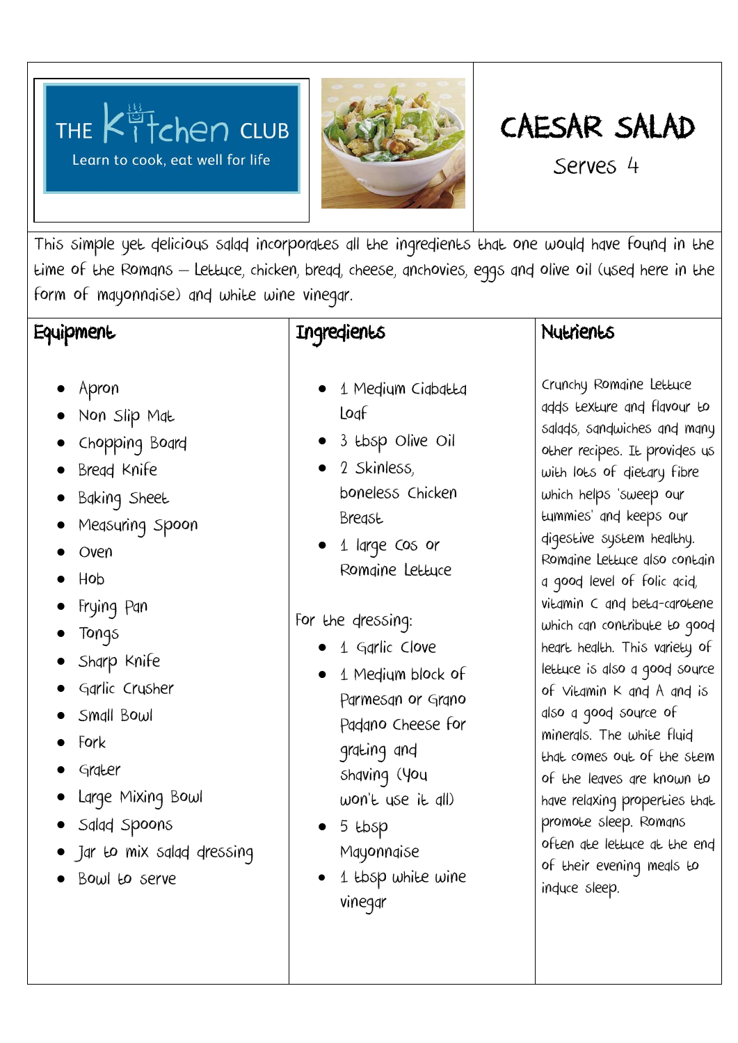THE Kitchen CLUB

Learn to cook, eat well for life

# CAESAR SALAD

Serves 4

This simple yet delicious salad incorporates all the ingredients that one would have found in the time of the Romans – Lettuce, chicken, bread, cheese, anchovies, eggs and olive oil (used here in the form of mayonnaise) and white wine vinegar.

## Equipment

- Apron
- Non Slip Mat
- Chopping Board
- Bread Knife
- Baking Sheet
- Measuring Spoon
- Oven
- Hob
- Frying Pan
- Tongs
- Sharp Knife
- Garlic Crusher
- Small Bowl
- Fork
- Grater
- Large Mixing Bowl
- Salad Spoons
- Jar to mix salad dressing
- Bowl to serve

## Ingredients

- 1 Medium Ciabatta Loaf
- 3 tbsp Olive Oil
- 2 Skinless, boneless Chicken Breast
- 1 large Cos or Romaine Lettuce

For the dressing:

- 1 Garlic Clove
- 1 Medium block of Parmesan or Grano Padano Cheese for grating and shaving (You won't use it all)
- 5 tbsp Mayonnaise
- 1 tbsp white wine vinegar

## Nutrients

Crunchy Romaine Lettuce adds texture and flavour to salads, sandwiches and many other recipes. It provides us with lots of dietary fibre which helps 'sweep our tummies' and keeps our digestive system healthy. Romaine Lettuce also contain a good level of folic acid, vitamin C and beta-carotene which can contribute to good heart health. This variety of lettuce is also a good source of Vitamin K and A and is also a good source of minerals. The white fluid that comes out of the stem of the leaves are known to have relaxing properties that promote sleep. Romans often ate lettuce at the end of their evening meals to induce sleep.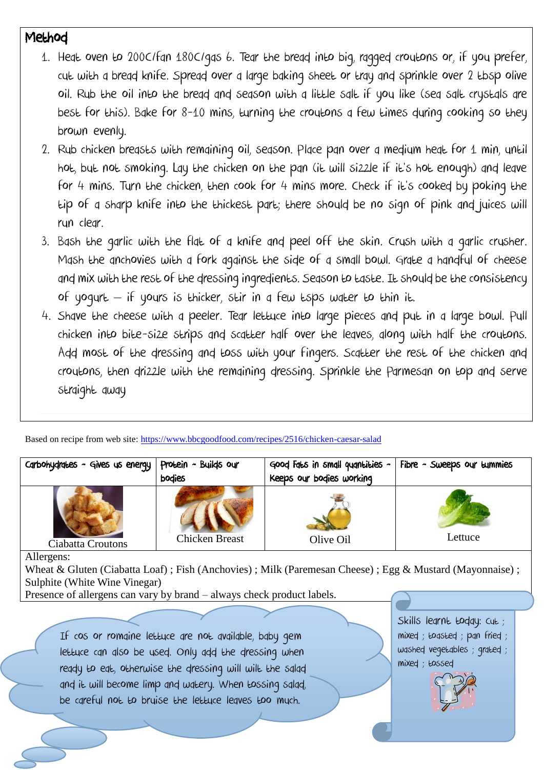## Method

1. Heat oven to 200C/fan 180C/gas 6. Tear the bread into big, ragged croutons or, if you prefer, cut with a bread knife. Spread over a large baking sheet or tray and sprinkle over 2 tbsp olive oil. Rub the oil into the bread and season with a little salt if you like (sea salt crystals are best for this). Bake for 8-10 mins, turning the croutons a few times during cooking so they brown evenly.
2. Rub chicken breasts with remaining oil, season. Place pan over a medium heat for 1 min, until hot, but not smoking. Lay the chicken on the pan (it will sizzle if it's hot enough) and leave for 4 mins. Turn the chicken, then cook for 4 mins more. Check if it's cooked by poking the tip of a sharp knife into the thickest part; there should be no sign of pink and juices will run clear.
3. Bash the garlic with the flat of a knife and peel off the skin. Crush with a garlic crusher. Mash the anchovies with a fork against the side of a small bowl. Grate a handful of cheese and mix with the rest of the dressing ingredients. Season to taste. It should be the consistency of yogurt – if yours is thicker, stir in a few tsps water to thin it.
4. Shave the cheese with a peeler. Tear lettuce into large pieces and put in a large bowl. Pull chicken into bite-size strips and scatter half over the leaves, along with half the croutons. Add most of the dressing and toss with your fingers. Scatter the rest of the chicken and croutons, then drizzle with the remaining dressing. Sprinkle the Parmesan on top and serve straight away

Based on recipe from web site: https://www.bbcgoodfood.com/recipes/2516/chicken-caesar-salad

| Carbohydrates – Gives us energy | Protein – Builds our bodies | Good Fats in small quantities – Keeps our bodies working | Fibre – Sweeps our tummies |
|---|---|---|---|
| Ciabatta Croutons | Chicken Breast | Olive Oil | Lettuce |

Allergens:
Wheat & Gluten (Ciabatta Loaf) ; Fish (Anchovies) ; Milk (Paremesan Cheese) ; Egg & Mustard (Mayonnaise) ; Sulphite (White Wine Vinegar)
Presence of allergens can vary by brand – always check product labels.

If cos or romaine lettuce are not available, baby gem lettuce can also be used. Only add the dressing when ready to eat, otherwise the dressing will wilt the salad and it will become limp and watery. When tossing salad, be careful not to bruise the lettuce leaves too much.

Skills learnt today: cut ; mixed ; toasted ; pan fried ; washed vegetables ; grated ; mixed ; tossed